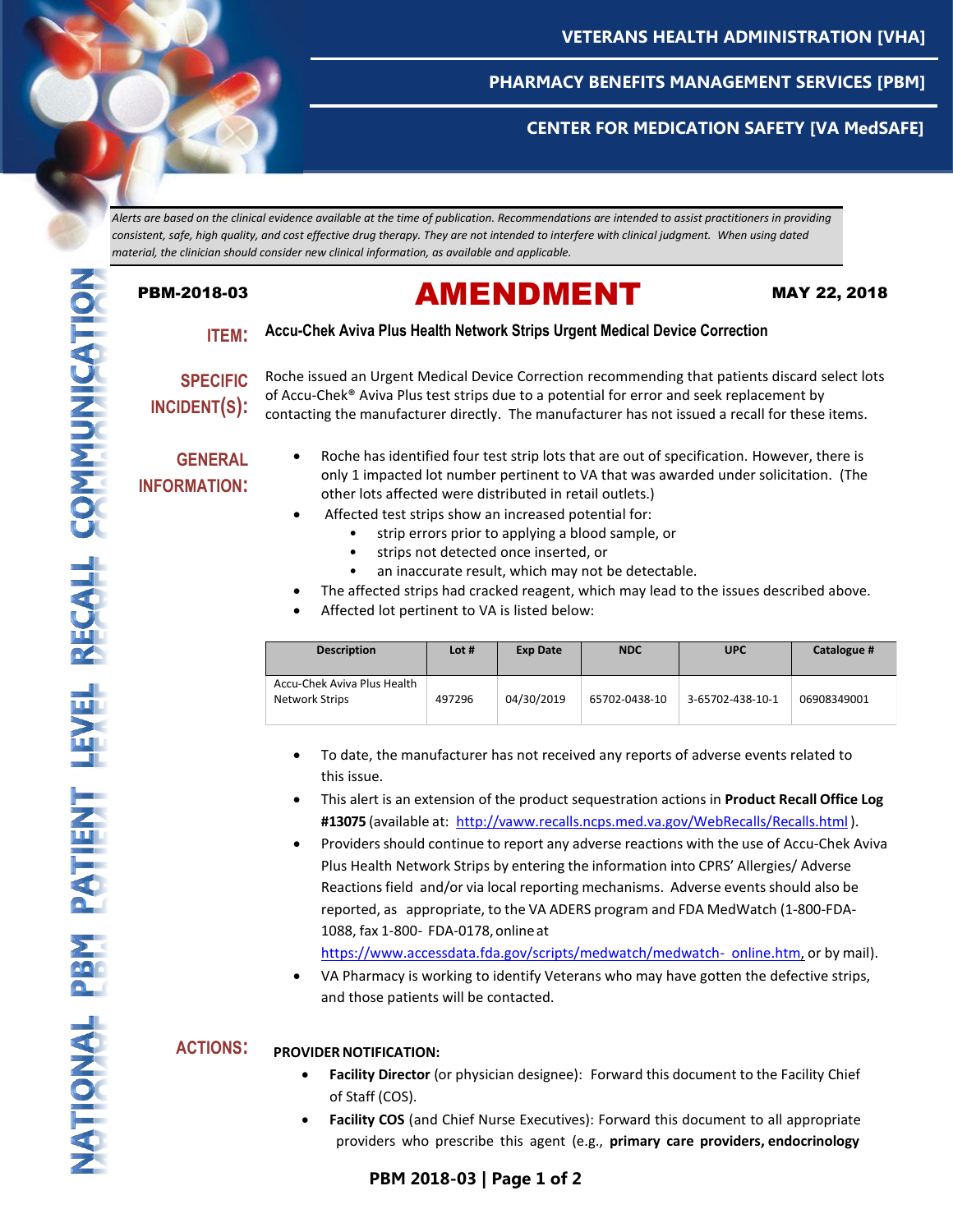VETERANS HEALTH ADMINISTRATION [VHA]

PHARMACY BENEFITS MANAGEMENT SERVICES [PBM]

CENTER FOR MEDICATION SAFETY [VA MedSAFE]

*Alerts are based on the clinical evidence available at the time of publication. Recommendations are intended to assist practitioners in providing consistent, safe, high quality, and cost effective drug therapy. They are not intended to interfere with clinical judgment. When using dated material, the clinician should consider new clinical information, as available and applicable.*

NATIONAL PBM PATIENT LEVEL RECALL COMMUNICATION

**PBM-2018-03**

# AMENDMENT

**MAY 22, 2018**

**ITEM:** **Accu-Chek Aviva Plus Health Network Strips Urgent Medical Device Correction**

**SPECIFIC INCIDENT(S):** Roche issued an Urgent Medical Device Correction recommending that patients discard select lots of Accu-Chek® Aviva Plus test strips due to a potential for error and seek replacement by contacting the manufacturer directly. The manufacturer has not issued a recall for these items.

**GENERAL INFORMATION:**

- Roche has identified four test strip lots that are out of specification. However, there is only 1 impacted lot number pertinent to VA that was awarded under solicitation. (The other lots affected were distributed in retail outlets.)
- Affected test strips show an increased potential for:
  - strip errors prior to applying a blood sample, or
  - strips not detected once inserted, or
  - an inaccurate result, which may not be detectable.
- The affected strips had cracked reagent, which may lead to the issues described above.
- Affected lot pertinent to VA is listed below:

| Description | Lot # | Exp Date | NDC | UPC | Catalogue # |
| --- | --- | --- | --- | --- | --- |
| Accu-Chek Aviva Plus Health Network Strips | 497296 | 04/30/2019 | 65702-0438-10 | 3-65702-438-10-1 | 06908349001 |

- To date, the manufacturer has not received any reports of adverse events related to this issue.
- This alert is an extension of the product sequestration actions in **Product Recall Office Log #13075** (available at: http://vaww.recalls.ncps.med.va.gov/WebRecalls/Recalls.html).
- Providers should continue to report any adverse reactions with the use of Accu-Chek Aviva Plus Health Network Strips by entering the information into CPRS' Allergies/ Adverse Reactions field and/or via local reporting mechanisms. Adverse events should also be reported, as appropriate, to the VA ADERS program and FDA MedWatch (1-800-FDA-1088, fax 1-800- FDA-0178, online at https://www.accessdata.fda.gov/scripts/medwatch/medwatch- online.htm, or by mail).
- VA Pharmacy is working to identify Veterans who may have gotten the defective strips, and those patients will be contacted.

**ACTIONS:**

**PROVIDER NOTIFICATION:**

- **Facility Director** (or physician designee): Forward this document to the Facility Chief of Staff (COS).
- **Facility COS** (and Chief Nurse Executives): Forward this document to all appropriate providers who prescribe this agent (e.g., **primary care providers, endocrinology**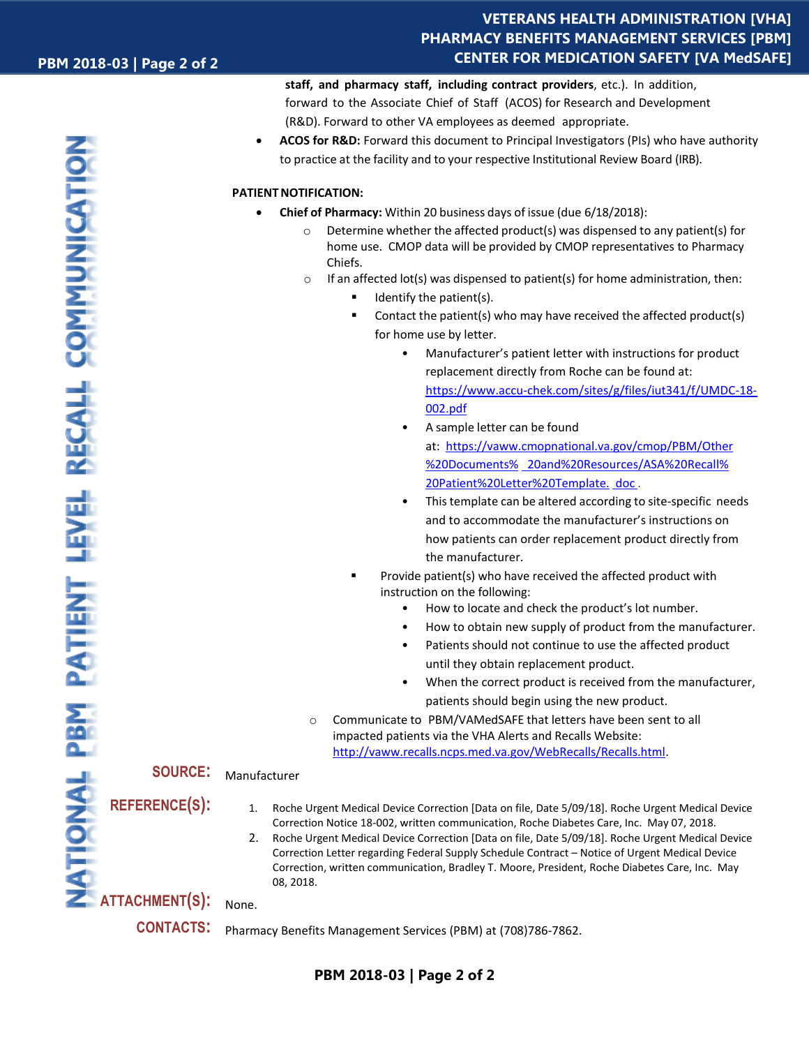**staff, and pharmacy staff, including contract providers**, etc.). In addition, forward to the Associate Chief of Staff (ACOS) for Research and Development (R&D). Forward to other VA employees as deemed appropriate.

- **ACOS for R&D:** Forward this document to Principal Investigators (PIs) who have authority to practice at the facility and to your respective Institutional Review Board (IRB).

**PATIENT NOTIFICATION:**

- **Chief of Pharmacy:** Within 20 business days of issue (due 6/18/2018):
  - Determine whether the affected product(s) was dispensed to any patient(s) for home use. CMOP data will be provided by CMOP representatives to Pharmacy Chiefs.
  - If an affected lot(s) was dispensed to patient(s) for home administration, then:
    - Identify the patient(s).
    - Contact the patient(s) who may have received the affected product(s) for home use by letter.
      - Manufacturer's patient letter with instructions for product replacement directly from Roche can be found at: https://www.accu-chek.com/sites/g/files/iut341/f/UMDC-18-002.pdf
      - A sample letter can be found at: https://vaww.cmopnational.va.gov/cmop/PBM/Other%20Documents%20and%20Resources/ASA%20Recall%20Patient%20Letter%20Template.doc.
      - This template can be altered according to site-specific needs and to accommodate the manufacturer's instructions on how patients can order replacement product directly from the manufacturer.
    - Provide patient(s) who have received the affected product with instruction on the following:
      - How to locate and check the product's lot number.
      - How to obtain new supply of product from the manufacturer.
      - Patients should not continue to use the affected product until they obtain replacement product.
      - When the correct product is received from the manufacturer, patients should begin using the new product.
  - Communicate to PBM/VAMedSAFE that letters have been sent to all impacted patients via the VHA Alerts and Recalls Website: http://vaww.recalls.ncps.med.va.gov/WebRecalls/Recalls.html.

**SOURCE:** Manufacturer

**REFERENCE(S):**

1. Roche Urgent Medical Device Correction [Data on file, Date 5/09/18]. Roche Urgent Medical Device Correction Notice 18-002, written communication, Roche Diabetes Care, Inc. May 07, 2018.
2. Roche Urgent Medical Device Correction [Data on file, Date 5/09/18]. Roche Urgent Medical Device Correction Letter regarding Federal Supply Schedule Contract – Notice of Urgent Medical Device Correction, written communication, Bradley T. Moore, President, Roche Diabetes Care, Inc. May 08, 2018.

**ATTACHMENT(S):** None.

**CONTACTS:** Pharmacy Benefits Management Services (PBM) at (708)786-7862.